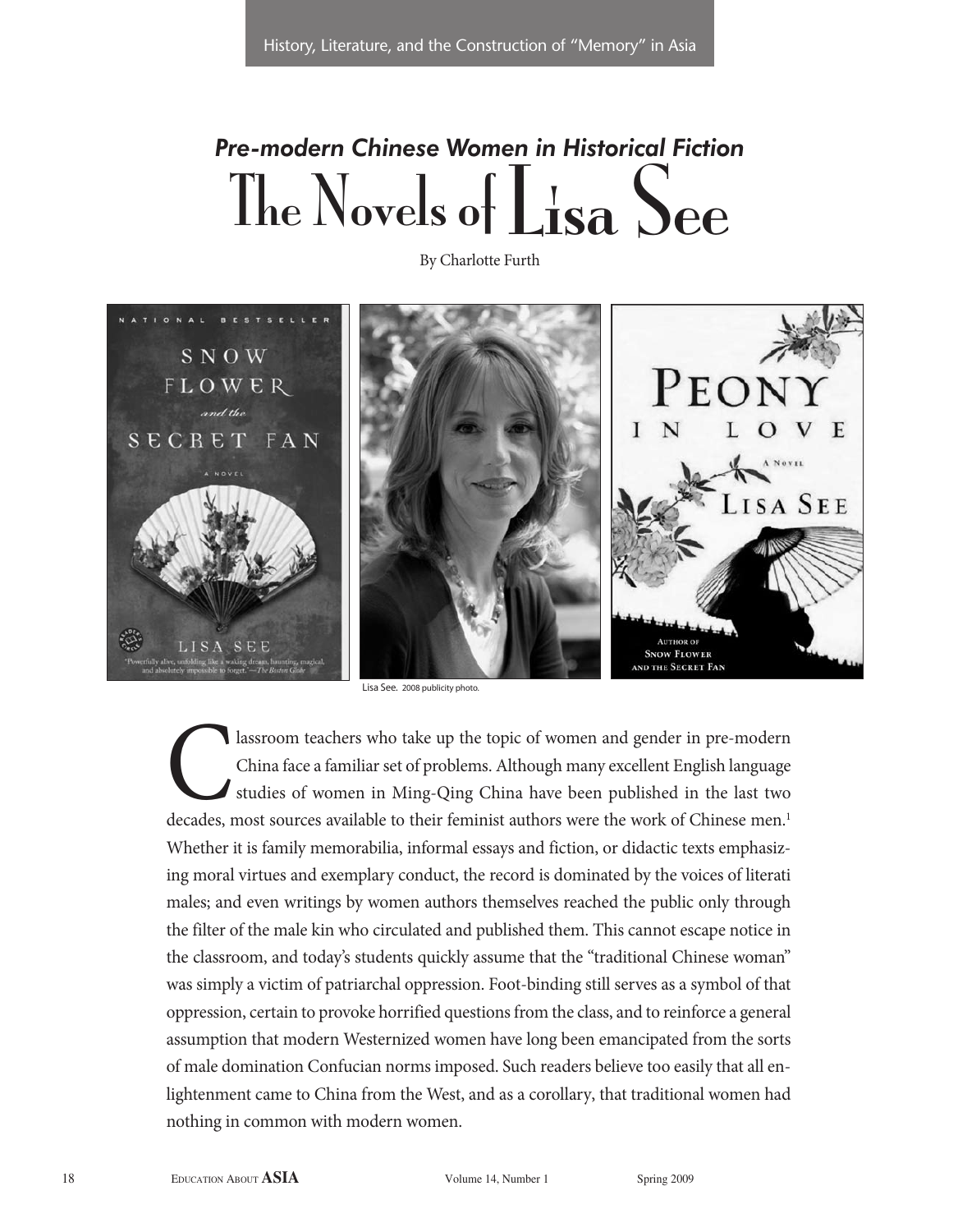## Pre-modern Chinese Women in Historical Fiction

# The Novels of Lisa See

By Charlotte Furth

Lisa See. 2008 publicity photo.

Classroom teachers who take up the topic of women and gender in pre-modern China face a familiar set of problems. Although many excellent English language studies of women in Ming-Qing China have been published in the last two decades, most sources available to their feminist authors were the work of Chinese men.[1] Whether it is family memorabilia, informal essays and fiction, or didactic texts emphasizing moral virtues and exemplary conduct, the record is dominated by the voices of literati males; and even writings by women authors themselves reached the public only through the filter of the male kin who circulated and published them. This cannot escape notice in the classroom, and today's students quickly assume that the "traditional Chinese woman" was simply a victim of patriarchal oppression. Foot-binding still serves as a symbol of that oppression, certain to provoke horrified questions from the class, and to reinforce a general assumption that modern Westernized women have long been emancipated from the sorts of male domination Confucian norms imposed. Such readers believe too easily that all enlightenment came to China from the West, and as a corollary, that traditional women had nothing in common with modern women.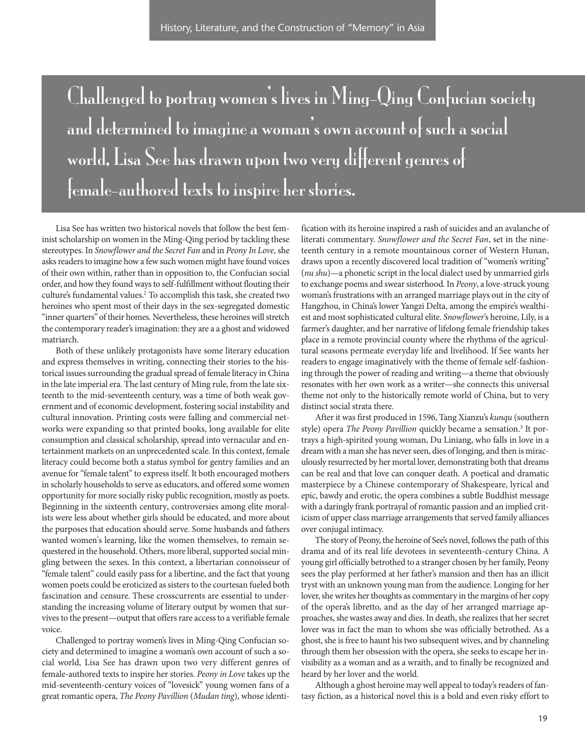> Challenged to portray women's lives in Ming-Qing Confucian society and determined to imagine a woman's own account of such a social world, Lisa See has drawn upon two very different genres of female-authored texts to inspire her stories.

Lisa See has written two historical novels that follow the best feminist scholarship on women in the Ming-Qing period by tackling these stereotypes. In *Snowflower and the Secret Fan* and in *Peony In Love,* she asks readers to imagine how a few such women might have found voices of their own within, rather than in opposition to, the Confucian social order, and how they found ways to self-fulfillment without flouting their culture's fundamental values.[2] To accomplish this task, she created two heroines who spent most of their days in the sex-segregated domestic "inner quarters" of their homes. Nevertheless, these heroines will stretch the contemporary reader's imagination: they are a a ghost and widowed matriarch.

Both of these unlikely protagonists have some literary education and express themselves in writing, connecting their stories to the historical issues surrounding the gradual spread of female literacy in China in the late imperial era. The last century of Ming rule, from the late sixteenth to the mid-seventeenth century, was a time of both weak government and of economic development, fostering social instability and cultural innovation. Printing costs were falling and commercial networks were expanding so that printed books, long available for elite consumption and classical scholarship, spread into vernacular and entertainment markets on an unprecedented scale. In this context, female literacy could become both a status symbol for gentry families and an avenue for "female talent" to express itself. It both encouraged mothers in scholarly households to serve as educators, and offered some women opportunity for more socially risky public recognition, mostly as poets. Beginning in the sixteenth century, controversies among elite moralists were less about whether girls should be educated, and more about the purposes that education should serve. Some husbands and fathers wanted women's learning, like the women themselves, to remain sequestered in the household. Others, more liberal, supported social mingling between the sexes. In this context, a libertarian connoisseur of "female talent" could easily pass for a libertine, and the fact that young women poets could be eroticized as sisters to the courtesan fueled both fascination and censure. These crosscurrents are essential to understanding the increasing volume of literary output by women that survives to the present—output that offers rare access to a verifiable female voice.

Challenged to portray women's lives in Ming-Qing Confucian society and determined to imagine a woman's own account of such a social world, Lisa See has drawn upon two very different genres of female-authored texts to inspire her stories. *Peony in Love* takes up the mid-seventeenth-century voices of "lovesick" young women fans of a great romantic opera, *The Peony Pavillion* (*Mudan ting*), whose identification with its heroine inspired a rash of suicides and an avalanche of literati commentary. *Snowflower and the Secret Fan*, set in the nineteenth century in a remote mountainous corner of Western Hunan, draws upon a recently discovered local tradition of "women's writing" (*nu shu*)—a phonetic script in the local dialect used by unmarried girls to exchange poems and swear sisterhood. In *Peony*, a love-struck young woman's frustrations with an arranged marriage plays out in the city of Hangzhou, in China's lower Yangzi Delta, among the empire's wealthiest and most sophisticated cultural elite. *Snowflower*'s heroine, Lily, is a farmer's daughter, and her narrative of lifelong female friendship takes place in a remote provincial county where the rhythms of the agricultural seasons permeate everyday life and livelihood. If See wants her readers to engage imaginatively with the theme of female self-fashioning through the power of reading and writing—a theme that obviously resonates with her own work as a writer—she connects this universal theme not only to the historically remote world of China, but to very distinct social strata there.

After it was first produced in 1596, Tang Xianzu's *kunqu* (southern style) opera *The Peony Pavillion* quickly became a sensation.[3] It portrays a high-spirited young woman, Du Liniang, who falls in love in a dream with a man she has never seen, dies of longing, and then is miraculously resurrected by her mortal lover, demonstrating both that dreams can be real and that love can conquer death. A poetical and dramatic masterpiece by a Chinese contemporary of Shakespeare, lyrical and epic, bawdy and erotic, the opera combines a subtle Buddhist message with a daringly frank portrayal of romantic passion and an implied criticism of upper class marriage arrangements that served family alliances over conjugal intimacy.

The story of Peony, the heroine of See's novel, follows the path of this drama and of its real life devotees in seventeenth-century China. A young girl officially betrothed to a stranger chosen by her family, Peony sees the play performed at her father's mansion and then has an illicit tryst with an unknown young man from the audience. Longing for her lover, she writes her thoughts as commentary in the margins of her copy of the opera's libretto, and as the day of her arranged marriage approaches, she wastes away and dies. In death, she realizes that her secret lover was in fact the man to whom she was officially betrothed. As a ghost, she is free to haunt his two subsequent wives, and by channeling through them her obsession with the opera, she seeks to escape her invisibility as a woman and as a wraith, and to finally be recognized and heard by her lover and the world.

Although a ghost heroine may well appeal to today's readers of fantasy fiction, as a historical novel this is a bold and even risky effort to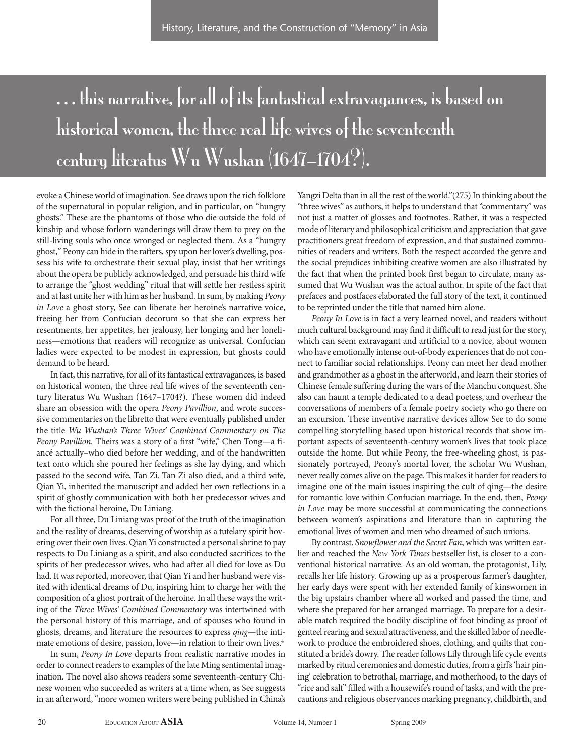> . . . this narrative, for all of its fantastical extravagances, is based on historical women, the three real life wives of the seventeenth century literatus Wu Wushan (1647–1704?).

evoke a Chinese world of imagination. See draws upon the rich folklore of the supernatural in popular religion, and in particular, on "hungry ghosts." These are the phantoms of those who die outside the fold of kinship and whose forlorn wanderings will draw them to prey on the still-living souls who once wronged or neglected them. As a "hungry ghost," Peony can hide in the rafters, spy upon her lover's dwelling, possess his wife to orchestrate their sexual play, insist that her writings about the opera be publicly acknowledged, and persuade his third wife to arrange the "ghost wedding" ritual that will settle her restless spirit and at last unite her with him as her husband. In sum, by making *Peony in Love* a ghost story, See can liberate her heroine's narrative voice, freeing her from Confucian decorum so that she can express her resentments, her appetites, her jealousy, her longing and her loneliness—emotions that readers will recognize as universal. Confucian ladies were expected to be modest in expression, but ghosts could demand to be heard.

In fact, this narrative, for all of its fantastical extravagances, is based on historical women, the three real life wives of the seventeenth century literatus Wu Wushan (1647–1704?). These women did indeed share an obsession with the opera *Peony Pavillion*, and wrote successive commentaries on the libretto that were eventually published under the title *Wu Wushan's Three Wives' Combined Commentary on The Peony Pavillion.* Theirs was a story of a first "wife," Chen Tong—a fiancé actually–who died before her wedding, and of the handwritten text onto which she poured her feelings as she lay dying, and which passed to the second wife, Tan Zi. Tan Zi also died, and a third wife, Qian Yi, inherited the manuscript and added her own reflections in a spirit of ghostly communication with both her predecessor wives and with the fictional heroine, Du Liniang.

For all three, Du Liniang was proof of the truth of the imagination and the reality of dreams, deserving of worship as a tutelary spirit hovering over their own lives. Qian Yi constructed a personal shrine to pay respects to Du Liniang as a spirit, and also conducted sacrifices to the spirits of her predecessor wives, who had after all died for love as Du had. It was reported, moreover, that Qian Yi and her husband were visited with identical dreams of Du, inspiring him to charge her with the composition of a ghost portrait of the heroine. In all these ways the writing of the *Three Wives' Combined Commentary* was intertwined with the personal history of this marriage, and of spouses who found in ghosts, dreams, and literature the resources to express *qing*—the intimate emotions of desire, passion, love—in relation to their own lives.[4]

In sum, *Peony In Love* departs from realistic narrative modes in order to connect readers to examples of the late Ming sentimental imagination. The novel also shows readers some seventeenth-century Chinese women who succeeded as writers at a time when, as See suggests in an afterword, "more women writers were being published in China's Yangzi Delta than in all the rest of the world."(275) In thinking about the "three wives" as authors, it helps to understand that "commentary" was not just a matter of glosses and footnotes. Rather, it was a respected mode of literary and philosophical criticism and appreciation that gave practitioners great freedom of expression, and that sustained communities of readers and writers. Both the respect accorded the genre and the social prejudices inhibiting creative women are also illustrated by the fact that when the printed book first began to circulate, many assumed that Wu Wushan was the actual author. In spite of the fact that prefaces and postfaces elaborated the full story of the text, it continued to be reprinted under the title that named him alone.

*Peony In Love* is in fact a very learned novel, and readers without much cultural background may find it difficult to read just for the story, which can seem extravagant and artificial to a novice, about women who have emotionally intense out-of-body experiences that do not connect to familiar social relationships. Peony can meet her dead mother and grandmother as a ghost in the afterworld, and learn their stories of Chinese female suffering during the wars of the Manchu conquest. She also can haunt a temple dedicated to a dead poetess, and overhear the conversations of members of a female poetry society who go there on an excursion. These inventive narrative devices allow See to do some compelling storytelling based upon historical records that show important aspects of seventeenth-century women's lives that took place outside the home. But while Peony, the free-wheeling ghost, is passionately portrayed, Peony's mortal lover, the scholar Wu Wushan, never really comes alive on the page. This makes it harder for readers to imagine one of the main issues inspiring the cult of qing—the desire for romantic love within Confucian marriage. In the end, then, *Peony in Love* may be more successful at communicating the connections between women's aspirations and literature than in capturing the emotional lives of women and men who dreamed of such unions.

By contrast, *Snowflower and the Secret Fan*, which was written earlier and reached the *New York Times* bestseller list, is closer to a conventional historical narrative. As an old woman, the protagonist, Lily, recalls her life history. Growing up as a prosperous farmer's daughter, her early days were spent with her extended family of kinswomen in the big upstairs chamber where all worked and passed the time, and where she prepared for her arranged marriage. To prepare for a desirable match required the bodily discipline of foot binding as proof of genteel rearing and sexual attractiveness, and the skilled labor of needlework to produce the embroidered shoes, clothing, and quilts that constituted a bride's dowry. The reader follows Lily through life cycle events marked by ritual ceremonies and domestic duties, from a girl's 'hair pinning' celebration to betrothal, marriage, and motherhood, to the days of "rice and salt" filled with a housewife's round of tasks, and with the precautions and religious observances marking pregnancy, childbirth, and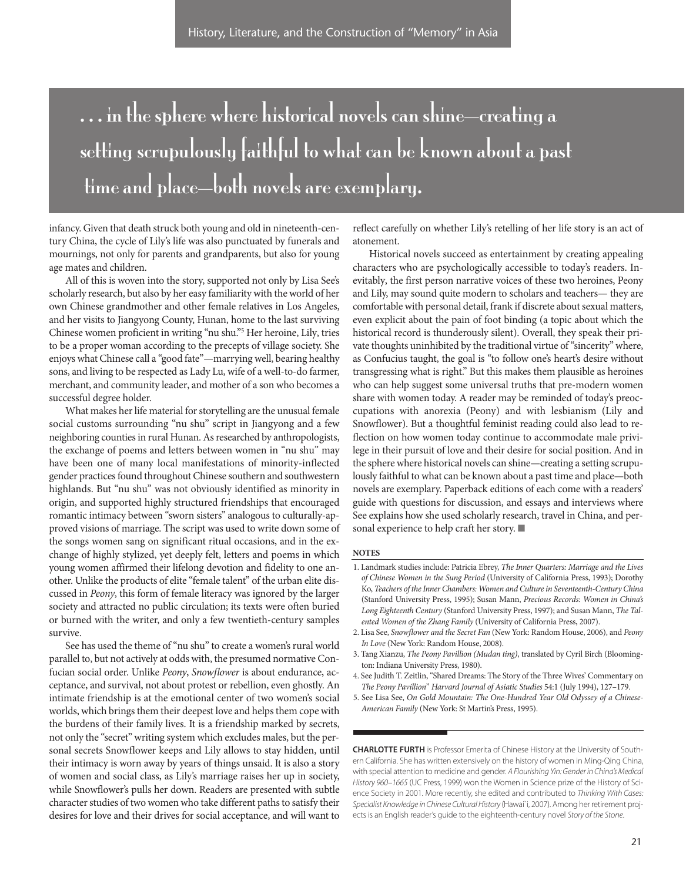> ... in the sphere where historical novels can shine—creating a setting scrupulously faithful to what can be known about a past time and place—both novels are exemplary.

infancy. Given that death struck both young and old in nineteenth-century China, the cycle of Lily's life was also punctuated by funerals and mournings, not only for parents and grandparents, but also for young age mates and children.

All of this is woven into the story, supported not only by Lisa See's scholarly research, but also by her easy familiarity with the world of her own Chinese grandmother and other female relatives in Los Angeles, and her visits to Jiangyong County, Hunan, home to the last surviving Chinese women proficient in writing "nu shu."[5] Her heroine, Lily, tries to be a proper woman according to the precepts of village society. She enjoys what Chinese call a "good fate"—marrying well, bearing healthy sons, and living to be respected as Lady Lu, wife of a well-to-do farmer, merchant, and community leader, and mother of a son who becomes a successful degree holder.

What makes her life material for storytelling are the unusual female social customs surrounding "nu shu" script in Jiangyong and a few neighboring counties in rural Hunan. As researched by anthropologists, the exchange of poems and letters between women in "nu shu" may have been one of many local manifestations of minority-inflected gender practices found throughout Chinese southern and southwestern highlands. But "nu shu" was not obviously identified as minority in origin, and supported highly structured friendships that encouraged romantic intimacy between "sworn sisters" analogous to culturally-approved visions of marriage. The script was used to write down some of the songs women sang on significant ritual occasions, and in the exchange of highly stylized, yet deeply felt, letters and poems in which young women affirmed their lifelong devotion and fidelity to one another. Unlike the products of elite "female talent" of the urban elite discussed in *Peony*, this form of female literacy was ignored by the larger society and attracted no public circulation; its texts were often buried or burned with the writer, and only a few twentieth-century samples survive.

See has used the theme of "nu shu" to create a women's rural world parallel to, but not actively at odds with, the presumed normative Confucian social order. Unlike *Peony*, *Snowflower* is about endurance, acceptance, and survival, not about protest or rebellion, even ghostly. An intimate friendship is at the emotional center of two women's social worlds, which brings them their deepest love and helps them cope with the burdens of their family lives. It is a friendship marked by secrets, not only the "secret" writing system which excludes males, but the personal secrets Snowflower keeps and Lily allows to stay hidden, until their intimacy is worn away by years of things unsaid. It is also a story of women and social class, as Lily's marriage raises her up in society, while Snowflower's pulls her down. Readers are presented with subtle character studies of two women who take different paths to satisfy their desires for love and their drives for social acceptance, and will want to reflect carefully on whether Lily's retelling of her life story is an act of atonement.

Historical novels succeed as entertainment by creating appealing characters who are psychologically accessible to today's readers. Inevitably, the first person narrative voices of these two heroines, Peony and Lily, may sound quite modern to scholars and teachers— they are comfortable with personal detail, frank if discrete about sexual matters, even explicit about the pain of foot binding (a topic about which the historical record is thunderously silent). Overall, they speak their private thoughts uninhibited by the traditional virtue of "sincerity" where, as Confucius taught, the goal is "to follow one's heart's desire without transgressing what is right." But this makes them plausible as heroines who can help suggest some universal truths that pre-modern women share with women today. A reader may be reminded of today's preoccupations with anorexia (Peony) and with lesbianism (Lily and Snowflower). But a thoughtful feminist reading could also lead to reflection on how women today continue to accommodate male privilege in their pursuit of love and their desire for social position. And in the sphere where historical novels can shine—creating a setting scrupulously faithful to what can be known about a past time and place—both novels are exemplary. Paperback editions of each come with a readers' guide with questions for discussion, and essays and interviews where See explains how she used scholarly research, travel in China, and personal experience to help craft her story. ■

**NOTES**

1. Landmark studies include: Patricia Ebrey, *The Inner Quarters: Marriage and the Lives of Chinese Women in the Sung Period* (University of California Press, 1993); Dorothy Ko, *Teachers of the Inner Chambers: Women and Culture in Seventeenth-Century China* (Stanford University Press, 1995); Susan Mann, *Precious Records: Women in China's Long Eighteenth Century* (Stanford University Press, 1997); and Susan Mann, *The Talented Women of the Zhang Family* (University of California Press, 2007).
2. Lisa See, *Snowflower and the Secret Fan* (New York: Random House, 2006), and *Peony In Love* (New York: Random House, 2008).
3. Tang Xianzu, *The Peony Pavillion (Mudan ting)*, translated by Cyril Birch (Bloomington: Indiana University Press, 1980).
4. See Judith T. Zeitlin, "Shared Dreams: The Story of the Three Wives' Commentary on *The Peony Pavillion*" *Harvard Journal of Asiatic Studies* 54:1 (July 1994), 127–179.
5. See Lisa See, *On Gold Mountain: The One-Hundred Year Old Odyssey of a Chinese-American Family* (New York: St Martin's Press, 1995).

**CHARLOTTE FURTH** is Professor Emerita of Chinese History at the University of Southern California. She has written extensively on the history of women in Ming-Qing China, with special attention to medicine and gender. *A Flourishing Yin: Gender in China's Medical History 960–1665* (UC Press, 1999) won the Women in Science prize of the History of Science Society in 2001. More recently, she edited and contributed to *Thinking With Cases: Specialist Knowledge in Chinese Cultural History* (Hawai`i, 2007). Among her retirement projects is an English reader's guide to the eighteenth-century novel *Story of the Stone*.